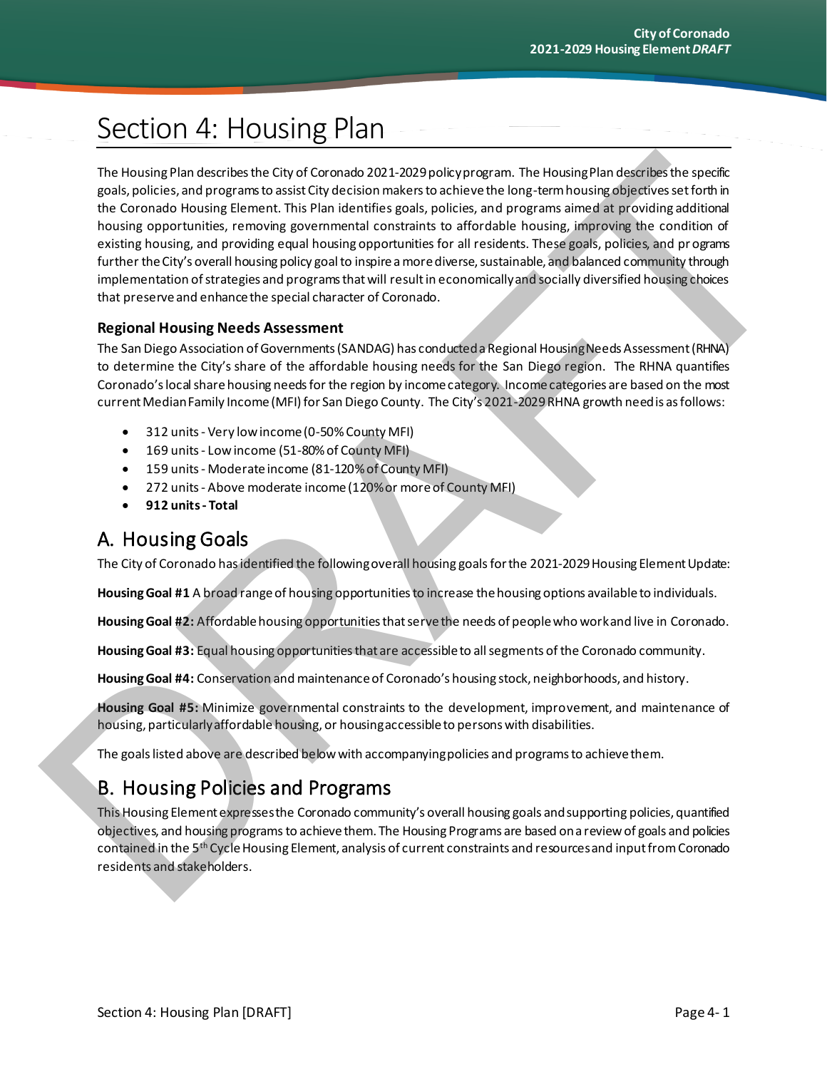# Section 4: Housing Plan

The Housing Plan describes the City of Coronado 2021-2029 policy program. The Housing Plan describes the specific goals, policies, and programs to assist City decision makers to achieve the long-term housing objectives set forth in the Coronado Housing Element. This Plan identifies goals, policies, and programs aimed at providing additional housing opportunities, removing governmental constraints to affordable housing, improving the condition of existing housing, and providing equal housing opportunities for all residents. These goals, policies, and programs further the City's overall housing policy goal to inspire a more diverse, sustainable, and balanced community through implementation of strategies and programs that will result in economically and socially diversified housing choices that preserve and enhance the special character of Coronado.

### Regional Housing Needs Assessment

The San Diego Association of Governments (SANDAG) has conducted a Regional Housing Needs Assessment (RHNA) to determine the City's share of the affordable housing needs for the San Diego region. The RHNA quantifies Coronado's local share housing needs for the region by income category. Income categories are based on the most current Median Family Income (MFI) for San Diego County. The City's 2021-2029 RHNA growth need is as follows:

- 312 units - Very low income (0-50% County MFI)
- 169 units - Low income (51-80% of County MFI)
- 159 units - Moderate income (81-120% of County MFI)
- 272 units - Above moderate income (120% or more of County MFI)
- **912 units - Total**

## A. Housing Goals

The City of Coronado has identified the following overall housing goals for the 2021-2029 Housing Element Update:

**Housing Goal #1** A broad range of housing opportunities to increase the housing options available to individuals.

**Housing Goal #2:** Affordable housing opportunities that serve the needs of people who work and live in Coronado.

**Housing Goal #3:** Equal housing opportunities that are accessible to all segments of the Coronado community.

**Housing Goal #4:** Conservation and maintenance of Coronado's housing stock, neighborhoods, and history.

**Housing Goal #5:** Minimize governmental constraints to the development, improvement, and maintenance of housing, particularly affordable housing, or housing accessible to persons with disabilities.

The goals listed above are described below with accompanying policies and programs to achieve them.

## B. Housing Policies and Programs

This Housing Element expresses the Coronado community's overall housing goals and supporting policies, quantified objectives, and housing programs to achieve them. The Housing Programs are based on a review of goals and policies contained in the 5th Cycle Housing Element, analysis of current constraints and resources and input from Coronado residents and stakeholders.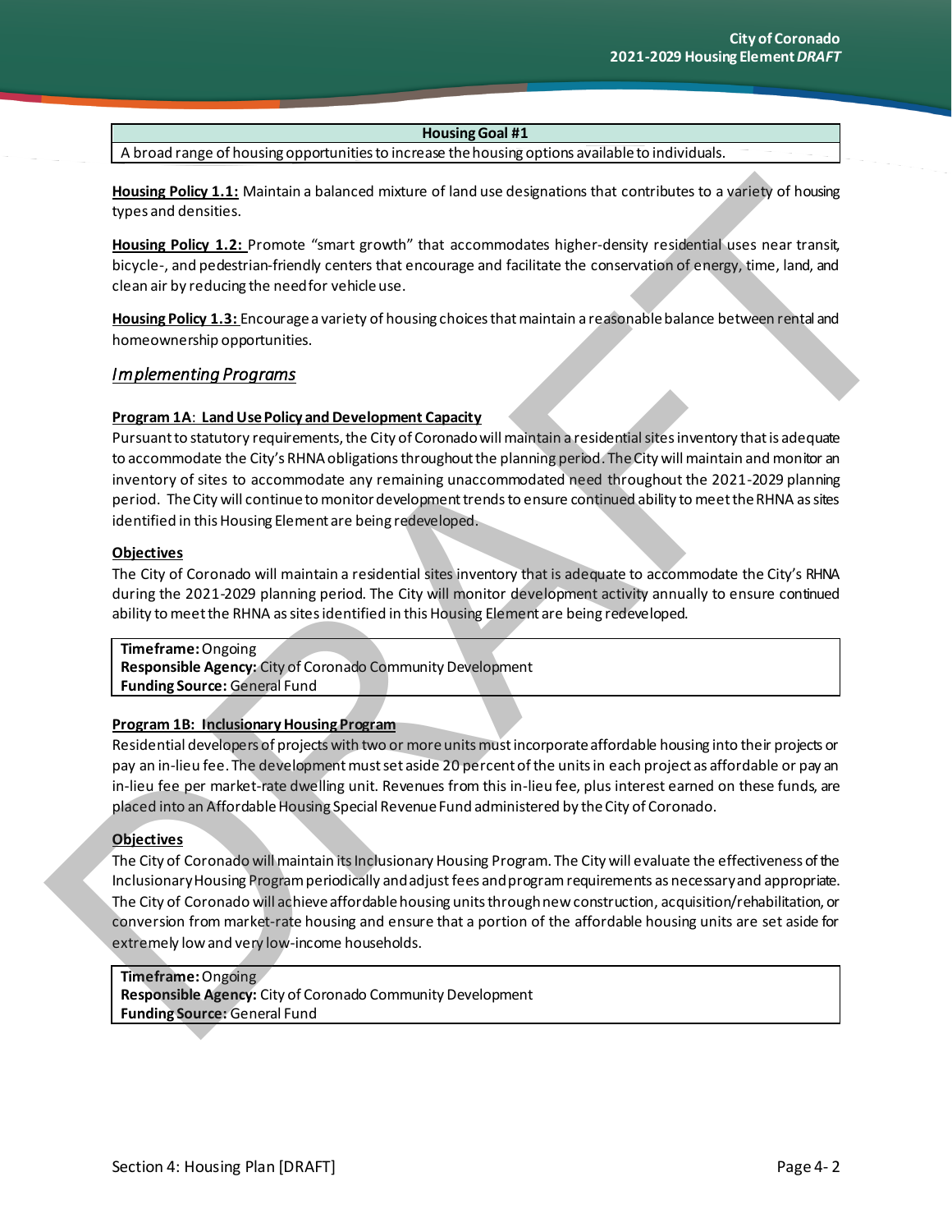| Housing Goal #1 |
| --- |
| A broad range of housing opportunities to increase the housing options available to individuals. |

**Housing Policy 1.1:** Maintain a balanced mixture of land use designations that contributes to a variety of housing types and densities.

**Housing Policy 1.2:** Promote "smart growth" that accommodates higher-density residential uses near transit, bicycle-, and pedestrian-friendly centers that encourage and facilitate the conservation of energy, time, land, and clean air by reducing the need for vehicle use.

**Housing Policy 1.3:** Encourage a variety of housing choices that maintain a reasonable balance between rental and homeownership opportunities.

## *Implementing Programs*

**Program 1A: Land Use Policy and Development Capacity**

Pursuant to statutory requirements, the City of Coronado will maintain a residential sites inventory that is adequate to accommodate the City's RHNA obligations throughout the planning period. The City will maintain and monitor an inventory of sites to accommodate any remaining unaccommodated need throughout the 2021-2029 planning period. The City will continue to monitor development trends to ensure continued ability to meet the RHNA as sites identified in this Housing Element are being redeveloped.

**Objectives**

The City of Coronado will maintain a residential sites inventory that is adequate to accommodate the City's RHNA during the 2021-2029 planning period. The City will monitor development activity annually to ensure continued ability to meet the RHNA as sites identified in this Housing Element are being redeveloped.

**Timeframe:** Ongoing
**Responsible Agency:** City of Coronado Community Development
**Funding Source:** General Fund

**Program 1B: Inclusionary Housing Program**

Residential developers of projects with two or more units must incorporate affordable housing into their projects or pay an in-lieu fee. The development must set aside 20 percent of the units in each project as affordable or pay an in-lieu fee per market-rate dwelling unit. Revenues from this in-lieu fee, plus interest earned on these funds, are placed into an Affordable Housing Special Revenue Fund administered by the City of Coronado.

**Objectives**

The City of Coronado will maintain its Inclusionary Housing Program. The City will evaluate the effectiveness of the Inclusionary Housing Program periodically and adjust fees and program requirements as necessary and appropriate. The City of Coronado will achieve affordable housing units through new construction, acquisition/rehabilitation, or conversion from market-rate housing and ensure that a portion of the affordable housing units are set aside for extremely low and very low-income households.

**Timeframe:** Ongoing
**Responsible Agency:** City of Coronado Community Development
**Funding Source:** General Fund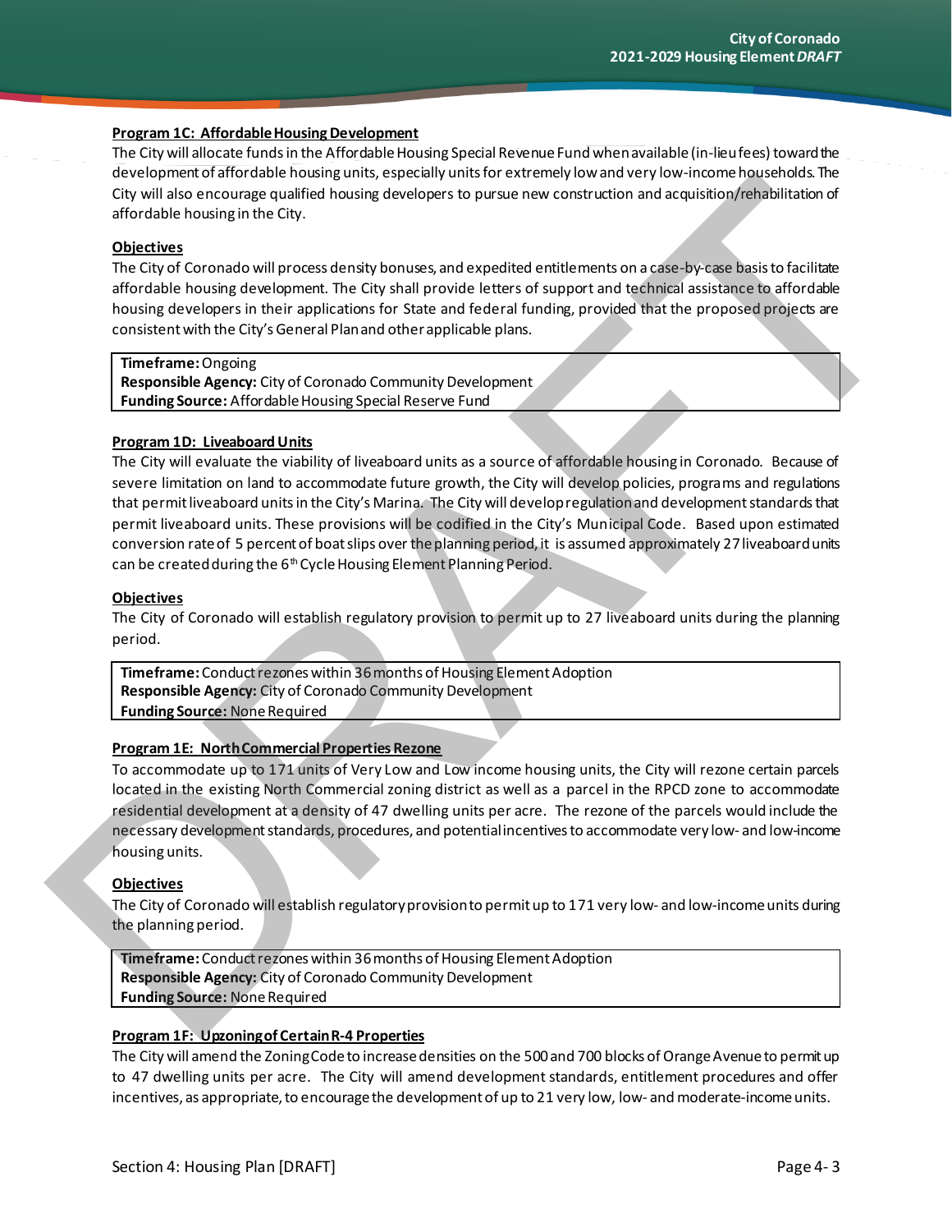**Program 1C: Affordable Housing Development**

The City will allocate funds in the Affordable Housing Special Revenue Fund when available (in-lieu fees) toward the development of affordable housing units, especially units for extremely low and very low-income households. The City will also encourage qualified housing developers to pursue new construction and acquisition/rehabilitation of affordable housing in the City.

**Objectives**

The City of Coronado will process density bonuses, and expedited entitlements on a case-by-case basis to facilitate affordable housing development. The City shall provide letters of support and technical assistance to affordable housing developers in their applications for State and federal funding, provided that the proposed projects are consistent with the City's General Plan and other applicable plans.

| **Timeframe:** Ongoing<br>**Responsible Agency:** City of Coronado Community Development<br>**Funding Source:** Affordable Housing Special Reserve Fund |
|---|

**Program 1D: Liveaboard Units**

The City will evaluate the viability of liveaboard units as a source of affordable housing in Coronado. Because of severe limitation on land to accommodate future growth, the City will develop policies, programs and regulations that permit liveaboard units in the City's Marina. The City will develop regulation and development standards that permit liveaboard units. These provisions will be codified in the City's Municipal Code. Based upon estimated conversion rate of 5 percent of boat slips over the planning period, it is assumed approximately 27 liveaboard units can be created during the 6th Cycle Housing Element Planning Period.

**Objectives**

The City of Coronado will establish regulatory provision to permit up to 27 liveaboard units during the planning period.

| **Timeframe:** Conduct rezones within 36 months of Housing Element Adoption<br>**Responsible Agency:** City of Coronado Community Development<br>**Funding Source:** None Required |
|---|

**Program 1E: North Commercial Properties Rezone**

To accommodate up to 171 units of Very Low and Low income housing units, the City will rezone certain parcels located in the existing North Commercial zoning district as well as a parcel in the RPCD zone to accommodate residential development at a density of 47 dwelling units per acre. The rezone of the parcels would include the necessary development standards, procedures, and potential incentives to accommodate very low- and low-income housing units.

**Objectives**

The City of Coronado will establish regulatory provision to permit up to 171 very low- and low-income units during the planning period.

| **Timeframe:** Conduct rezones within 36 months of Housing Element Adoption<br>**Responsible Agency:** City of Coronado Community Development<br>**Funding Source:** None Required |
|---|

**Program 1F: Upzoning of Certain R-4 Properties**

The City will amend the Zoning Code to increase densities on the 500 and 700 blocks of Orange Avenue to permit up to 47 dwelling units per acre. The City will amend development standards, entitlement procedures and offer incentives, as appropriate, to encourage the development of up to 21 very low, low- and moderate-income units.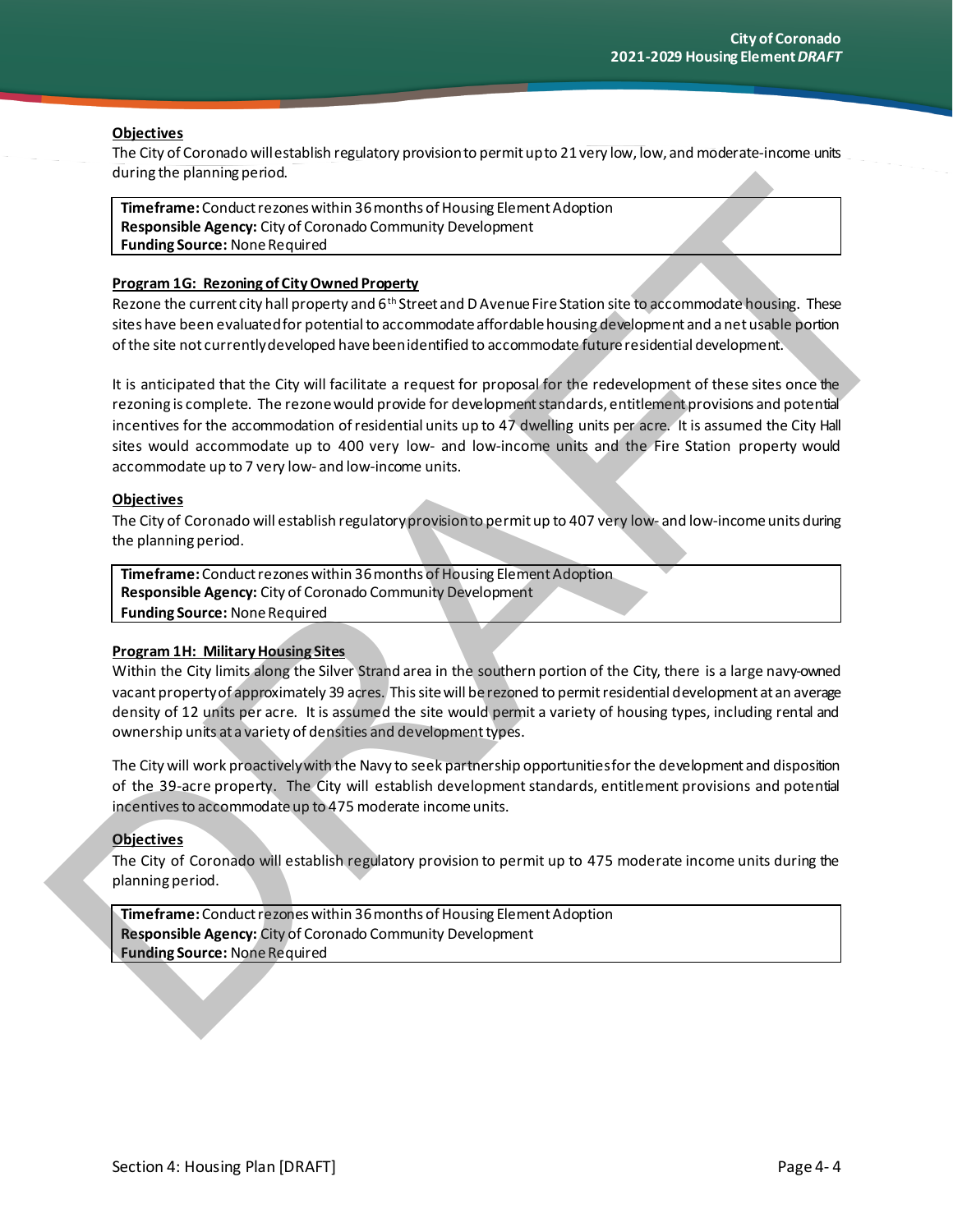**Objectives**

The City of Coronado will establish regulatory provision to permit up to 21 very low, low, and moderate-income units during the planning period.

| **Timeframe:** Conduct rezones within 36 months of Housing Element Adoption<br>**Responsible Agency:** City of Coronado Community Development<br>**Funding Source:** None Required |
|---|

**Program 1G: Rezoning of City Owned Property**

Rezone the current city hall property and 6th Street and D Avenue Fire Station site to accommodate housing. These sites have been evaluated for potential to accommodate affordable housing development and a net usable portion of the site not currently developed have been identified to accommodate future residential development.

It is anticipated that the City will facilitate a request for proposal for the redevelopment of these sites once the rezoning is complete. The rezone would provide for development standards, entitlement provisions and potential incentives for the accommodation of residential units up to 47 dwelling units per acre. It is assumed the City Hall sites would accommodate up to 400 very low- and low-income units and the Fire Station property would accommodate up to 7 very low- and low-income units.

**Objectives**

The City of Coronado will establish regulatory provision to permit up to 407 very low- and low-income units during the planning period.

| **Timeframe:** Conduct rezones within 36 months of Housing Element Adoption<br>**Responsible Agency:** City of Coronado Community Development<br>**Funding Source:** None Required |
|---|

**Program 1H: Military Housing Sites**

Within the City limits along the Silver Strand area in the southern portion of the City, there is a large navy-owned vacant property of approximately 39 acres. This site will be rezoned to permit residential development at an average density of 12 units per acre. It is assumed the site would permit a variety of housing types, including rental and ownership units at a variety of densities and development types.

The City will work proactively with the Navy to seek partnership opportunities for the development and disposition of the 39-acre property. The City will establish development standards, entitlement provisions and potential incentives to accommodate up to 475 moderate income units.

**Objectives**

The City of Coronado will establish regulatory provision to permit up to 475 moderate income units during the planning period.

| **Timeframe:** Conduct rezones within 36 months of Housing Element Adoption<br>**Responsible Agency:** City of Coronado Community Development<br>**Funding Source:** None Required |
|---|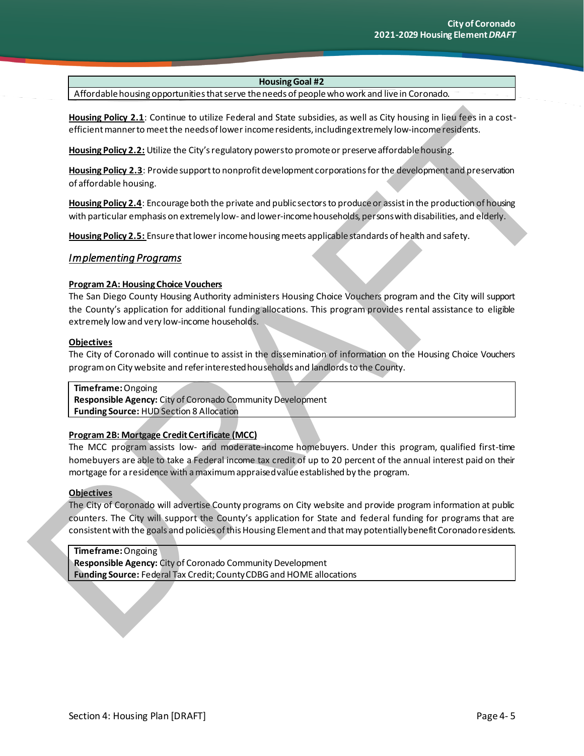| Housing Goal #2 |
| --- |
| Affordable housing opportunities that serve the needs of people who work and live in Coronado. |

**Housing Policy 2.1**: Continue to utilize Federal and State subsidies, as well as City housing in lieu fees in a cost-efficient manner to meet the needs of lower income residents, including extremely low-income residents.

**Housing Policy 2.2:** Utilize the City's regulatory powers to promote or preserve affordable housing.

**Housing Policy 2.3**: Provide support to nonprofit development corporations for the development and preservation of affordable housing.

**Housing Policy 2.4**: Encourage both the private and public sectors to produce or assist in the production of housing with particular emphasis on extremely low- and lower-income households, persons with disabilities, and elderly.

**Housing Policy 2.5:** Ensure that lower income housing meets applicable standards of health and safety.

## *Implementing Programs*

### Program 2A: Housing Choice Vouchers

The San Diego County Housing Authority administers Housing Choice Vouchers program and the City will support the County's application for additional funding allocations. This program provides rental assistance to eligible extremely low and very low-income households.

#### Objectives

The City of Coronado will continue to assist in the dissemination of information on the Housing Choice Vouchers program on City website and refer interested households and landlords to the County.

**Timeframe:** Ongoing
**Responsible Agency:** City of Coronado Community Development
**Funding Source:** HUD Section 8 Allocation

### Program 2B: Mortgage Credit Certificate (MCC)

The MCC program assists low- and moderate-income homebuyers. Under this program, qualified first-time homebuyers are able to take a Federal income tax credit of up to 20 percent of the annual interest paid on their mortgage for a residence with a maximum appraised value established by the program.

#### Objectives

The City of Coronado will advertise County programs on City website and provide program information at public counters. The City will support the County's application for State and federal funding for programs that are consistent with the goals and policies of this Housing Element and that may potentially benefit Coronado residents.

**Timeframe:** Ongoing
**Responsible Agency:** City of Coronado Community Development
**Funding Source:** Federal Tax Credit; County CDBG and HOME allocations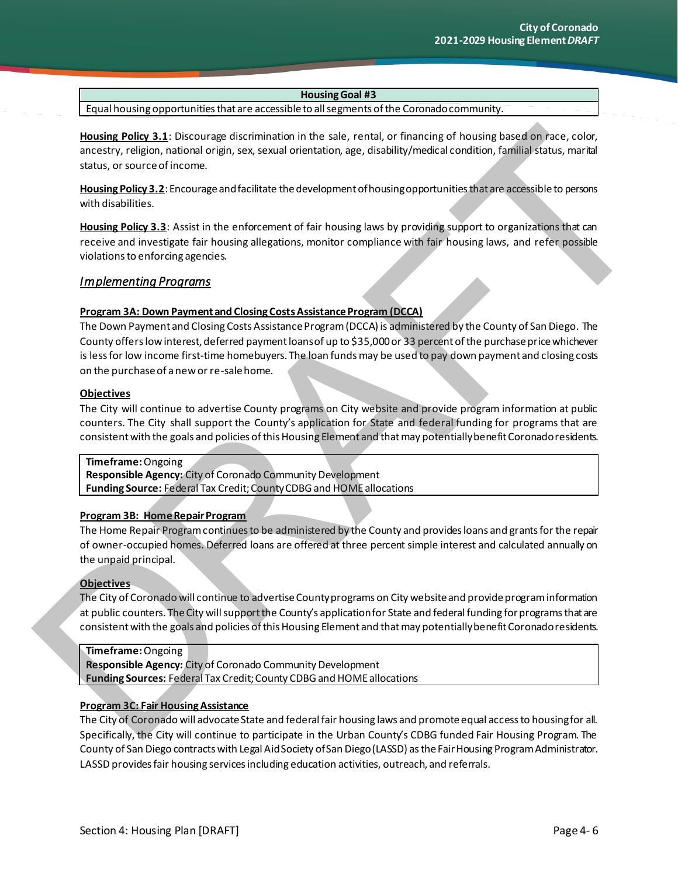| Housing Goal #3 |
|---|
| Equal housing opportunities that are accessible to all segments of the Coronado community. |

**Housing Policy 3.1**: Discourage discrimination in the sale, rental, or financing of housing based on race, color, ancestry, religion, national origin, sex, sexual orientation, age, disability/medical condition, familial status, marital status, or source of income.

**Housing Policy 3.2**: Encourage and facilitate the development of housing opportunities that are accessible to persons with disabilities.

**Housing Policy 3.3**: Assist in the enforcement of fair housing laws by providing support to organizations that can receive and investigate fair housing allegations, monitor compliance with fair housing laws, and refer possible violations to enforcing agencies.

## *Implementing Programs*

**Program 3A: Down Payment and Closing Costs Assistance Program (DCCA)**

The Down Payment and Closing Costs Assistance Program (DCCA) is administered by the County of San Diego. The County offers low interest, deferred payment loans of up to $35,000 or 33 percent of the purchase price whichever is less for low income first-time homebuyers. The loan funds may be used to pay down payment and closing costs on the purchase of a new or re-sale home.

**Objectives**

The City will continue to advertise County programs on City website and provide program information at public counters. The City shall support the County's application for State and federal funding for programs that are consistent with the goals and policies of this Housing Element and that may potentially benefit Coronado residents.

| **Timeframe:** Ongoing<br>**Responsible Agency:** City of Coronado Community Development<br>**Funding Source:** Federal Tax Credit; County CDBG and HOME allocations |
|---|

**Program 3B: Home Repair Program**

The Home Repair Program continues to be administered by the County and provides loans and grants for the repair of owner-occupied homes. Deferred loans are offered at three percent simple interest and calculated annually on the unpaid principal.

**Objectives**

The City of Coronado will continue to advertise County programs on City website and provide program information at public counters. The City will support the County's application for State and federal funding for programs that are consistent with the goals and policies of this Housing Element and that may potentially benefit Coronado residents.

| **Timeframe:** Ongoing<br>**Responsible Agency:** City of Coronado Community Development<br>**Funding Sources:** Federal Tax Credit; County CDBG and HOME allocations |
|---|

**Program 3C: Fair Housing Assistance**

The City of Coronado will advocate State and federal fair housing laws and promote equal access to housing for all. Specifically, the City will continue to participate in the Urban County's CDBG funded Fair Housing Program. The County of San Diego contracts with Legal Aid Society of San Diego (LASSD) as the Fair Housing Program Administrator. LASSD provides fair housing services including education activities, outreach, and referrals.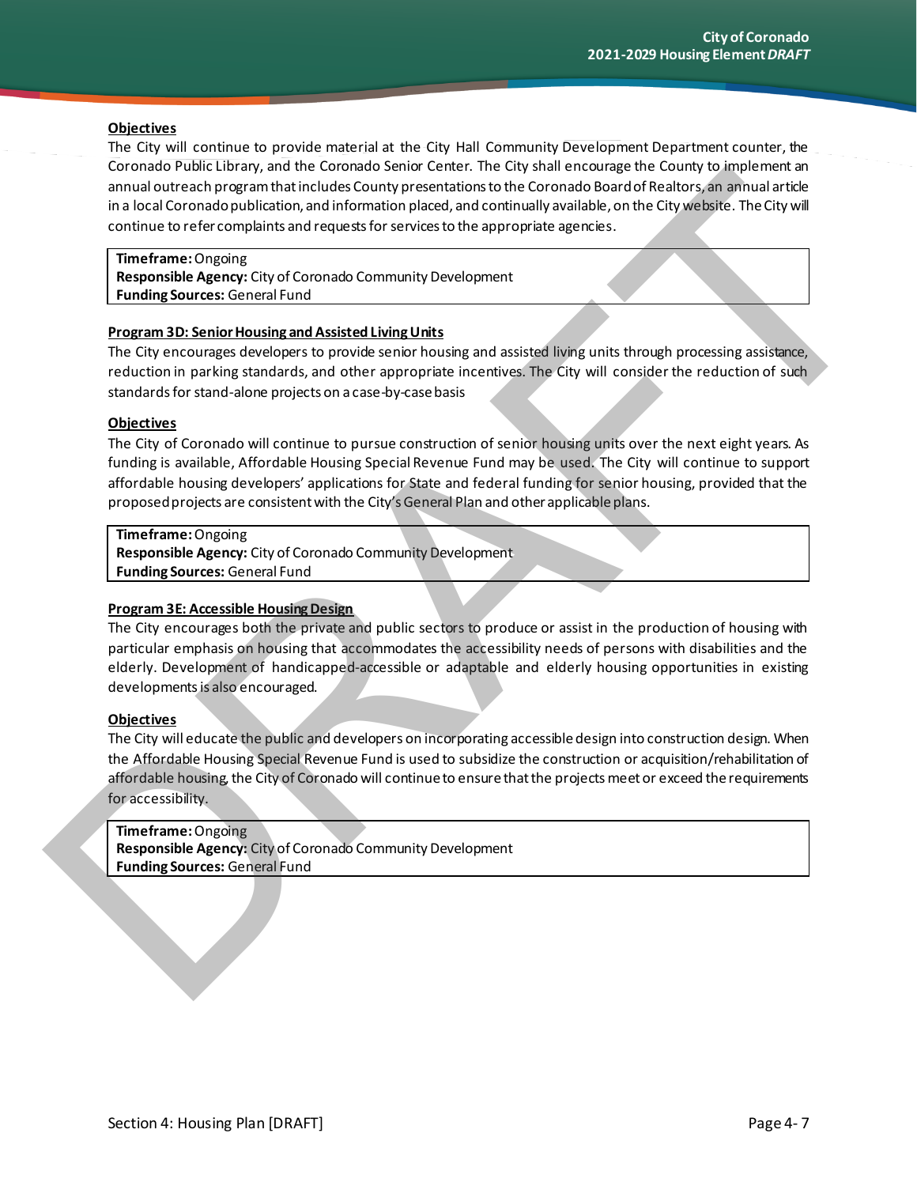**Objectives**

The City will continue to provide material at the City Hall Community Development Department counter, the Coronado Public Library, and the Coronado Senior Center. The City shall encourage the County to implement an annual outreach program that includes County presentations to the Coronado Board of Realtors, an annual article in a local Coronado publication, and information placed, and continually available, on the City website. The City will continue to refer complaints and requests for services to the appropriate agencies.

| **Timeframe:** Ongoing<br>**Responsible Agency:** City of Coronado Community Development<br>**Funding Sources:** General Fund |
|---|

**Program 3D: Senior Housing and Assisted Living Units**

The City encourages developers to provide senior housing and assisted living units through processing assistance, reduction in parking standards, and other appropriate incentives. The City will consider the reduction of such standards for stand-alone projects on a case-by-case basis

**Objectives**

The City of Coronado will continue to pursue construction of senior housing units over the next eight years. As funding is available, Affordable Housing Special Revenue Fund may be used. The City will continue to support affordable housing developers' applications for State and federal funding for senior housing, provided that the proposed projects are consistent with the City's General Plan and other applicable plans.

| **Timeframe:** Ongoing<br>**Responsible Agency:** City of Coronado Community Development<br>**Funding Sources:** General Fund |
|---|

**Program 3E: Accessible Housing Design**

The City encourages both the private and public sectors to produce or assist in the production of housing with particular emphasis on housing that accommodates the accessibility needs of persons with disabilities and the elderly. Development of handicapped-accessible or adaptable and elderly housing opportunities in existing developments is also encouraged.

**Objectives**

The City will educate the public and developers on incorporating accessible design into construction design. When the Affordable Housing Special Revenue Fund is used to subsidize the construction or acquisition/rehabilitation of affordable housing, the City of Coronado will continue to ensure that the projects meet or exceed the requirements for accessibility.

| **Timeframe:** Ongoing<br>**Responsible Agency:** City of Coronado Community Development<br>**Funding Sources:** General Fund |
|---|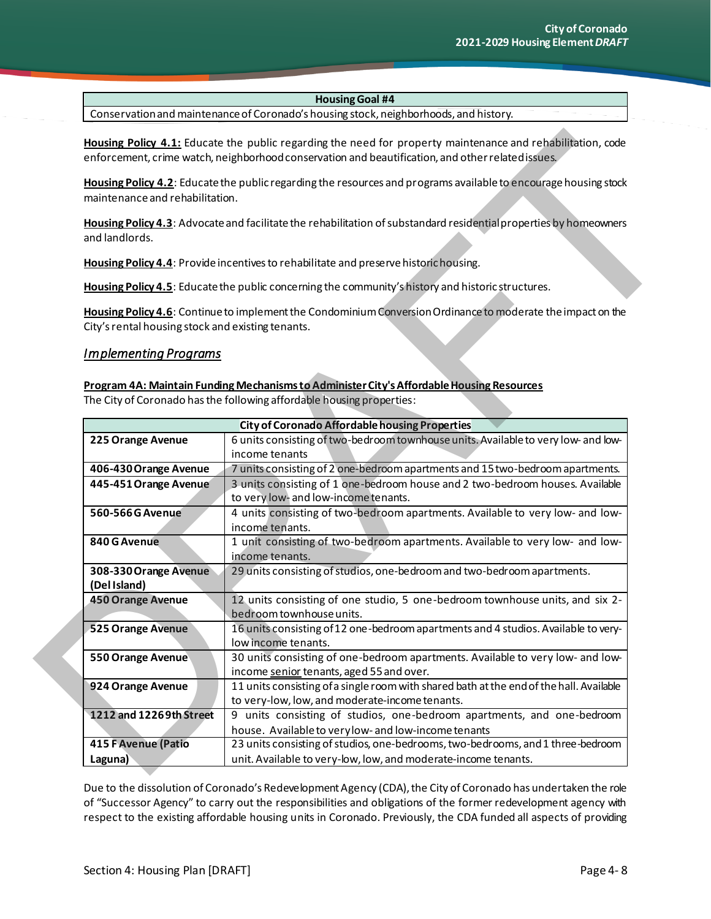| Housing Goal #4 |
|---|
| Conservation and maintenance of Coronado's housing stock, neighborhoods, and history. |

**Housing Policy 4.1:** Educate the public regarding the need for property maintenance and rehabilitation, code enforcement, crime watch, neighborhood conservation and beautification, and other related issues.

**Housing Policy 4.2**: Educate the public regarding the resources and programs available to encourage housing stock maintenance and rehabilitation.

**Housing Policy 4.3**: Advocate and facilitate the rehabilitation of substandard residential properties by homeowners and landlords.

**Housing Policy 4.4**: Provide incentives to rehabilitate and preserve historic housing.

**Housing Policy 4.5**: Educate the public concerning the community's history and historic structures.

**Housing Policy 4.6**: Continue to implement the Condominium Conversion Ordinance to moderate the impact on the City's rental housing stock and existing tenants.

## *Implementing Programs*

**Program 4A: Maintain Funding Mechanisms to Administer City's Affordable Housing Resources**

The City of Coronado has the following affordable housing properties:

| City of Coronado Affordable housing Properties | |
|---|---|
| **225 Orange Avenue** | 6 units consisting of two-bedroom townhouse units. Available to very low- and low-income tenants |
| **406-430 Orange Avenue** | 7 units consisting of 2 one-bedroom apartments and 15 two-bedroom apartments. |
| **445-451 Orange Avenue** | 3 units consisting of 1 one-bedroom house and 2 two-bedroom houses. Available to very low- and low-income tenants. |
| **560-566 G Avenue** | 4 units consisting of two-bedroom apartments. Available to very low- and low-income tenants. |
| **840 G Avenue** | 1 unit consisting of two-bedroom apartments. Available to very low- and low-income tenants. |
| **308-330 Orange Avenue (Del Island)** | 29 units consisting of studios, one-bedroom and two-bedroom apartments. |
| **450 Orange Avenue** | 12 units consisting of one studio, 5 one-bedroom townhouse units, and six 2-bedroom townhouse units. |
| **525 Orange Avenue** | 16 units consisting of 12 one-bedroom apartments and 4 studios. Available to very-low income tenants. |
| **550 Orange Avenue** | 30 units consisting of one-bedroom apartments. Available to very low- and low-income senior tenants, aged 55 and over. |
| **924 Orange Avenue** | 11 units consisting of a single room with shared bath at the end of the hall. Available to very-low, low, and moderate-income tenants. |
| **1212 and 1226 9th Street** | 9 units consisting of studios, one-bedroom apartments, and one-bedroom house. Available to very low- and low-income tenants |
| **415 F Avenue (Patio Laguna)** | 23 units consisting of studios, one-bedrooms, two-bedrooms, and 1 three-bedroom unit. Available to very-low, low, and moderate-income tenants. |

Due to the dissolution of Coronado's Redevelopment Agency (CDA), the City of Coronado has undertaken the role of "Successor Agency" to carry out the responsibilities and obligations of the former redevelopment agency with respect to the existing affordable housing units in Coronado. Previously, the CDA funded all aspects of providing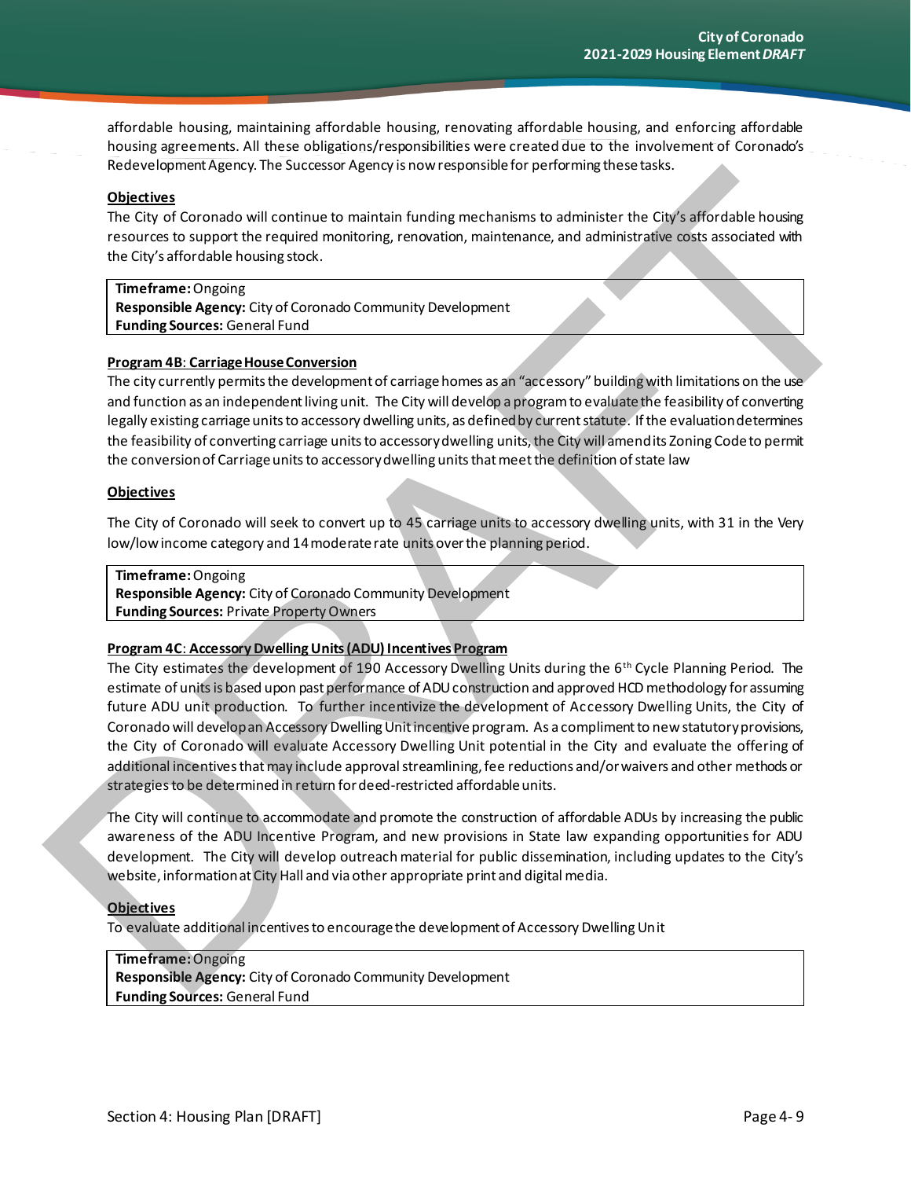affordable housing, maintaining affordable housing, renovating affordable housing, and enforcing affordable housing agreements. All these obligations/responsibilities were created due to the involvement of Coronado's Redevelopment Agency. The Successor Agency is now responsible for performing these tasks.

**Objectives**

The City of Coronado will continue to maintain funding mechanisms to administer the City's affordable housing resources to support the required monitoring, renovation, maintenance, and administrative costs associated with the City's affordable housing stock.

**Timeframe:** Ongoing
**Responsible Agency:** City of Coronado Community Development
**Funding Sources:** General Fund

**Program 4B: Carriage House Conversion**

The city currently permits the development of carriage homes as an "accessory" building with limitations on the use and function as an independent living unit. The City will develop a program to evaluate the feasibility of converting legally existing carriage units to accessory dwelling units, as defined by current statute. If the evaluation determines the feasibility of converting carriage units to accessory dwelling units, the City will amend its Zoning Code to permit the conversion of Carriage units to accessory dwelling units that meet the definition of state law

**Objectives**

The City of Coronado will seek to convert up to 45 carriage units to accessory dwelling units, with 31 in the Very low/low income category and 14 moderate rate units over the planning period.

**Timeframe:** Ongoing
**Responsible Agency:** City of Coronado Community Development
**Funding Sources:** Private Property Owners

**Program 4C: Accessory Dwelling Units (ADU) Incentives Program**

The City estimates the development of 190 Accessory Dwelling Units during the 6th Cycle Planning Period. The estimate of units is based upon past performance of ADU construction and approved HCD methodology for assuming future ADU unit production. To further incentivize the development of Accessory Dwelling Units, the City of Coronado will develop an Accessory Dwelling Unit incentive program. As a compliment to new statutory provisions, the City of Coronado will evaluate Accessory Dwelling Unit potential in the City and evaluate the offering of additional incentives that may include approval streamlining, fee reductions and/or waivers and other methods or strategies to be determined in return for deed-restricted affordable units.

The City will continue to accommodate and promote the construction of affordable ADUs by increasing the public awareness of the ADU Incentive Program, and new provisions in State law expanding opportunities for ADU development. The City will develop outreach material for public dissemination, including updates to the City's website, information at City Hall and via other appropriate print and digital media.

**Objectives**

To evaluate additional incentives to encourage the development of Accessory Dwelling Unit

**Timeframe:** Ongoing
**Responsible Agency:** City of Coronado Community Development
**Funding Sources:** General Fund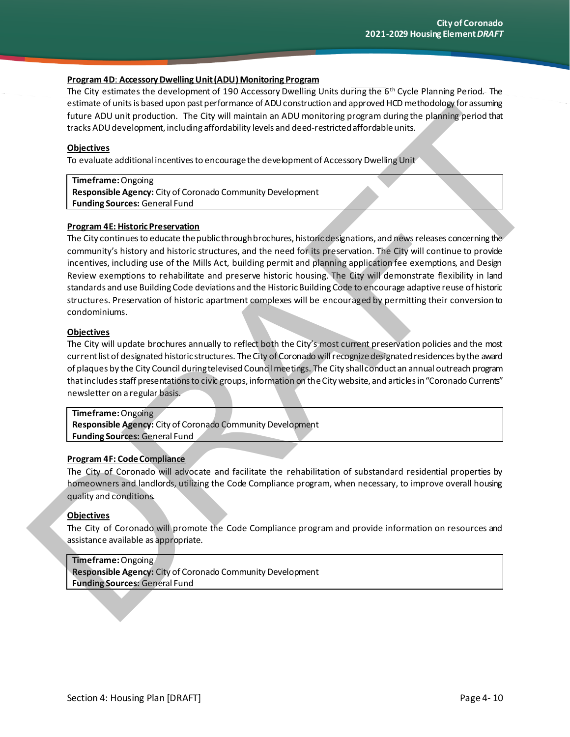**Program 4D: Accessory Dwelling Unit (ADU) Monitoring Program**

The City estimates the development of 190 Accessory Dwelling Units during the 6th Cycle Planning Period. The estimate of units is based upon past performance of ADU construction and approved HCD methodology for assuming future ADU unit production. The City will maintain an ADU monitoring program during the planning period that tracks ADU development, including affordability levels and deed-restricted affordable units.

**Objectives**

To evaluate additional incentives to encourage the development of Accessory Dwelling Unit

**Timeframe:** Ongoing
**Responsible Agency:** City of Coronado Community Development
**Funding Sources:** General Fund

**Program 4E: Historic Preservation**

The City continues to educate the public through brochures, historic designations, and news releases concerning the community's history and historic structures, and the need for its preservation. The City will continue to provide incentives, including use of the Mills Act, building permit and planning application fee exemptions, and Design Review exemptions to rehabilitate and preserve historic housing. The City will demonstrate flexibility in land standards and use Building Code deviations and the Historic Building Code to encourage adaptive reuse of historic structures. Preservation of historic apartment complexes will be encouraged by permitting their conversion to condominiums.

**Objectives**

The City will update brochures annually to reflect both the City's most current preservation policies and the most current list of designated historic structures. The City of Coronado will recognize designated residences by the award of plaques by the City Council during televised Council meetings. The City shall conduct an annual outreach program that includes staff presentations to civic groups, information on the City website, and articles in "Coronado Currents" newsletter on a regular basis.

**Timeframe:** Ongoing
**Responsible Agency:** City of Coronado Community Development
**Funding Sources:** General Fund

**Program 4F: Code Compliance**

The City of Coronado will advocate and facilitate the rehabilitation of substandard residential properties by homeowners and landlords, utilizing the Code Compliance program, when necessary, to improve overall housing quality and conditions.

**Objectives**

The City of Coronado will promote the Code Compliance program and provide information on resources and assistance available as appropriate.

**Timeframe:** Ongoing
**Responsible Agency:** City of Coronado Community Development
**Funding Sources:** General Fund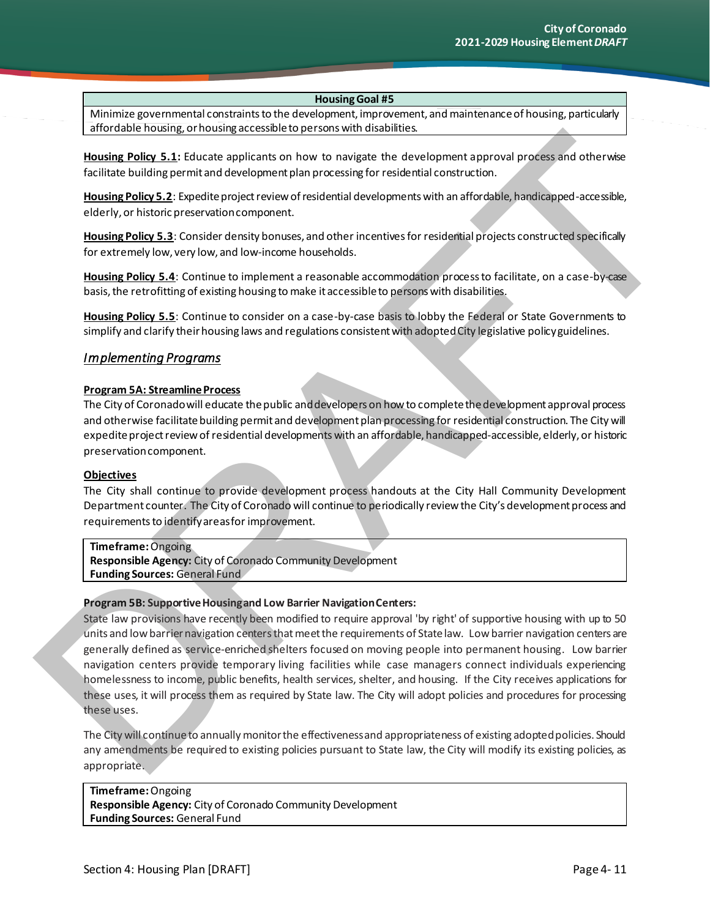| Housing Goal #5 |
| --- |
| Minimize governmental constraints to the development, improvement, and maintenance of housing, particularly affordable housing, or housing accessible to persons with disabilities. |

**Housing Policy 5.1:** Educate applicants on how to navigate the development approval process and otherwise facilitate building permit and development plan processing for residential construction.

**Housing Policy 5.2**: Expedite project review of residential developments with an affordable, handicapped-accessible, elderly, or historic preservation component.

**Housing Policy 5.3**: Consider density bonuses, and other incentives for residential projects constructed specifically for extremely low, very low, and low-income households.

**Housing Policy 5.4**: Continue to implement a reasonable accommodation process to facilitate, on a case-by-case basis, the retrofitting of existing housing to make it accessible to persons with disabilities.

**Housing Policy 5.5**: Continue to consider on a case-by-case basis to lobby the Federal or State Governments to simplify and clarify their housing laws and regulations consistent with adopted City legislative policy guidelines.

## *Implementing Programs*

**Program 5A: Streamline Process**

The City of Coronado will educate the public and developers on how to complete the development approval process and otherwise facilitate building permit and development plan processing for residential construction. The City will expedite project review of residential developments with an affordable, handicapped-accessible, elderly, or historic preservation component.

**Objectives**

The City shall continue to provide development process handouts at the City Hall Community Development Department counter. The City of Coronado will continue to periodically review the City's development process and requirements to identify areas for improvement.

**Timeframe:** Ongoing
**Responsible Agency:** City of Coronado Community Development
**Funding Sources:** General Fund

**Program 5B: Supportive Housing and Low Barrier Navigation Centers:**

State law provisions have recently been modified to require approval 'by right' of supportive housing with up to 50 units and low barrier navigation centers that meet the requirements of State law. Low barrier navigation centers are generally defined as service-enriched shelters focused on moving people into permanent housing. Low barrier navigation centers provide temporary living facilities while case managers connect individuals experiencing homelessness to income, public benefits, health services, shelter, and housing. If the City receives applications for these uses, it will process them as required by State law. The City will adopt policies and procedures for processing these uses.

The City will continue to annually monitor the effectiveness and appropriateness of existing adopted policies. Should any amendments be required to existing policies pursuant to State law, the City will modify its existing policies, as appropriate.

**Timeframe:** Ongoing
**Responsible Agency:** City of Coronado Community Development
**Funding Sources:** General Fund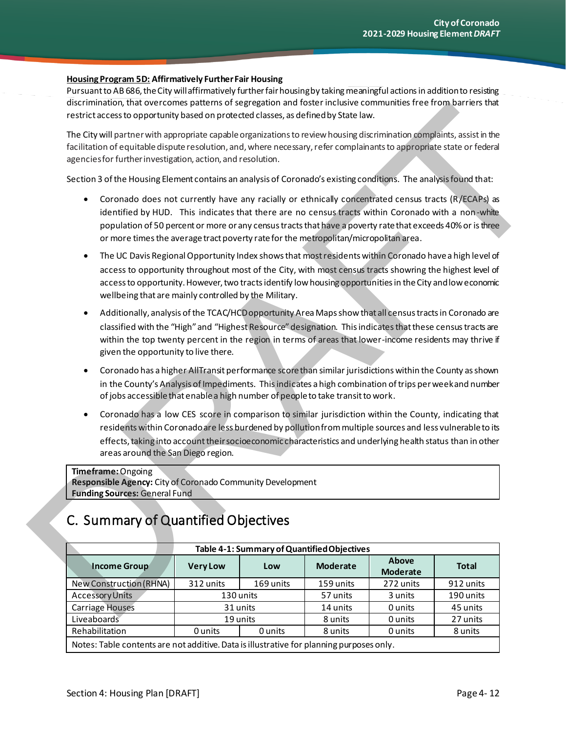**Housing Program 5D: Affirmatively Further Fair Housing**

Pursuant to AB 686, the City will affirmatively further fair housing by taking meaningful actions in addition to resisting discrimination, that overcomes patterns of segregation and foster inclusive communities free from barriers that restrict access to opportunity based on protected classes, as defined by State law.

The City will partner with appropriate capable organizations to review housing discrimination complaints, assist in the facilitation of equitable dispute resolution, and, where necessary, refer complainants to appropriate state or federal agencies for further investigation, action, and resolution.

Section 3 of the Housing Element contains an analysis of Coronado's existing conditions. The analysis found that:

- Coronado does not currently have any racially or ethnically concentrated census tracts (R/ECAPs) as identified by HUD. This indicates that there are no census tracts within Coronado with a non-white population of 50 percent or more or any census tracts that have a poverty rate that exceeds 40% or is three or more times the average tract poverty rate for the metropolitan/micropolitan area.
- The UC Davis Regional Opportunity Index shows that most residents within Coronado have a high level of access to opportunity throughout most of the City, with most census tracts showring the highest level of access to opportunity. However, two tracts identify low housing opportunities in the City and low economic wellbeing that are mainly controlled by the Military.
- Additionally, analysis of the TCAC/HCD opportunity Area Maps show that all census tracts in Coronado are classified with the "High" and "Highest Resource" designation. This indicates that these census tracts are within the top twenty percent in the region in terms of areas that lower-income residents may thrive if given the opportunity to live there.
- Coronado has a higher AllTransit performance score than similar jurisdictions within the County as shown in the County's Analysis of Impediments. This indicates a high combination of trips per week and number of jobs accessible that enable a high number of people to take transit to work.
- Coronado has a low CES score in comparison to similar jurisdiction within the County, indicating that residents within Coronado are less burdened by pollution from multiple sources and less vulnerable to its effects, taking into account their socioeconomic characteristics and underlying health status than in other areas around the San Diego region.

| |
|---|
| **Timeframe:** Ongoing<br>**Responsible Agency:** City of Coronado Community Development<br>**Funding Sources:** General Fund |

## C. Summary of Quantified Objectives

**Table 4-1: Summary of Quantified Objectives**

| Income Group | Very Low | Low | Moderate | Above Moderate | Total |
|---|---|---|---|---|---|
| New Construction (RHNA) | 312 units | 169 units | 159 units | 272 units | 912 units |
| Accessory Units | 130 units | | 57 units | 3 units | 190 units |
| Carriage Houses | 31 units | | 14 units | 0 units | 45 units |
| Liveaboards | 19 units | | 8 units | 0 units | 27 units |
| Rehabilitation | 0 units | 0 units | 8 units | 0 units | 8 units |
| Notes: Table contents are not additive. Data is illustrative for planning purposes only. | | | | | |